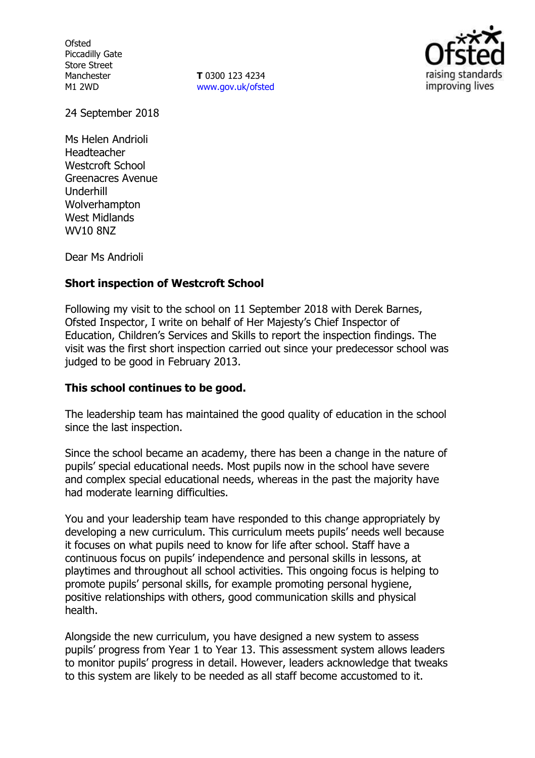Ofsted
Piccadilly Gate
Store Street
Manchester
M1 2WD

**T** 0300 123 4234
www.gov.uk/ofsted

24 September 2018

Ms Helen Andrioli
Headteacher
Westcroft School
Greenacres Avenue
Underhill
Wolverhampton
West Midlands
WV10 8NZ

Dear Ms Andrioli

**Short inspection of Westcroft School**

Following my visit to the school on 11 September 2018 with Derek Barnes, Ofsted Inspector, I write on behalf of Her Majesty's Chief Inspector of Education, Children's Services and Skills to report the inspection findings. The visit was the first short inspection carried out since your predecessor school was judged to be good in February 2013.

**This school continues to be good.**

The leadership team has maintained the good quality of education in the school since the last inspection.

Since the school became an academy, there has been a change in the nature of pupils' special educational needs. Most pupils now in the school have severe and complex special educational needs, whereas in the past the majority have had moderate learning difficulties.

You and your leadership team have responded to this change appropriately by developing a new curriculum. This curriculum meets pupils' needs well because it focuses on what pupils need to know for life after school. Staff have a continuous focus on pupils' independence and personal skills in lessons, at playtimes and throughout all school activities. This ongoing focus is helping to promote pupils' personal skills, for example promoting personal hygiene, positive relationships with others, good communication skills and physical health.

Alongside the new curriculum, you have designed a new system to assess pupils' progress from Year 1 to Year 13. This assessment system allows leaders to monitor pupils' progress in detail. However, leaders acknowledge that tweaks to this system are likely to be needed as all staff become accustomed to it.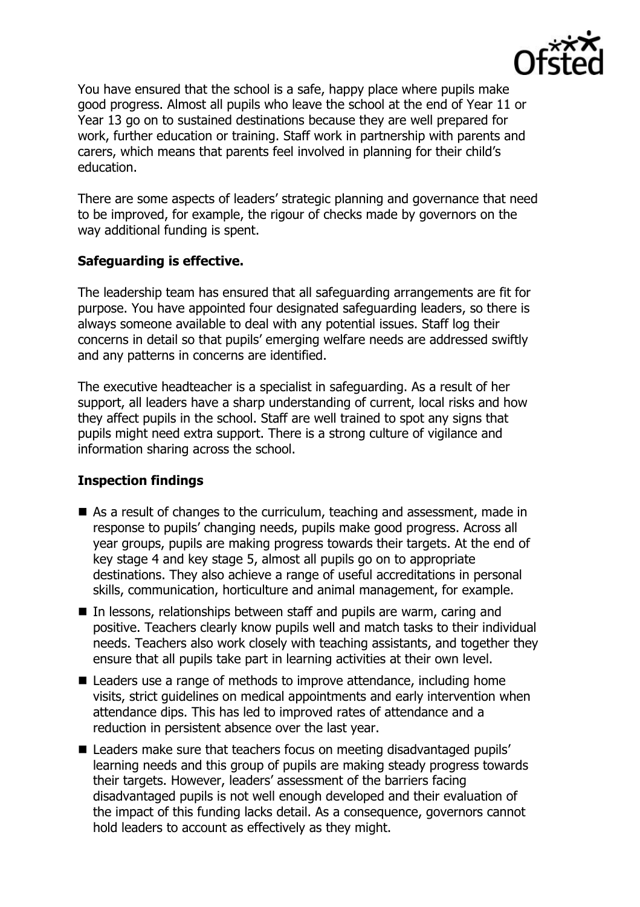You have ensured that the school is a safe, happy place where pupils make good progress. Almost all pupils who leave the school at the end of Year 11 or Year 13 go on to sustained destinations because they are well prepared for work, further education or training. Staff work in partnership with parents and carers, which means that parents feel involved in planning for their child's education.

There are some aspects of leaders' strategic planning and governance that need to be improved, for example, the rigour of checks made by governors on the way additional funding is spent.

**Safeguarding is effective.**

The leadership team has ensured that all safeguarding arrangements are fit for purpose. You have appointed four designated safeguarding leaders, so there is always someone available to deal with any potential issues. Staff log their concerns in detail so that pupils' emerging welfare needs are addressed swiftly and any patterns in concerns are identified.

The executive headteacher is a specialist in safeguarding. As a result of her support, all leaders have a sharp understanding of current, local risks and how they affect pupils in the school. Staff are well trained to spot any signs that pupils might need extra support. There is a strong culture of vigilance and information sharing across the school.

**Inspection findings**

- As a result of changes to the curriculum, teaching and assessment, made in response to pupils' changing needs, pupils make good progress. Across all year groups, pupils are making progress towards their targets. At the end of key stage 4 and key stage 5, almost all pupils go on to appropriate destinations. They also achieve a range of useful accreditations in personal skills, communication, horticulture and animal management, for example.
- In lessons, relationships between staff and pupils are warm, caring and positive. Teachers clearly know pupils well and match tasks to their individual needs. Teachers also work closely with teaching assistants, and together they ensure that all pupils take part in learning activities at their own level.
- Leaders use a range of methods to improve attendance, including home visits, strict guidelines on medical appointments and early intervention when attendance dips. This has led to improved rates of attendance and a reduction in persistent absence over the last year.
- Leaders make sure that teachers focus on meeting disadvantaged pupils' learning needs and this group of pupils are making steady progress towards their targets. However, leaders' assessment of the barriers facing disadvantaged pupils is not well enough developed and their evaluation of the impact of this funding lacks detail. As a consequence, governors cannot hold leaders to account as effectively as they might.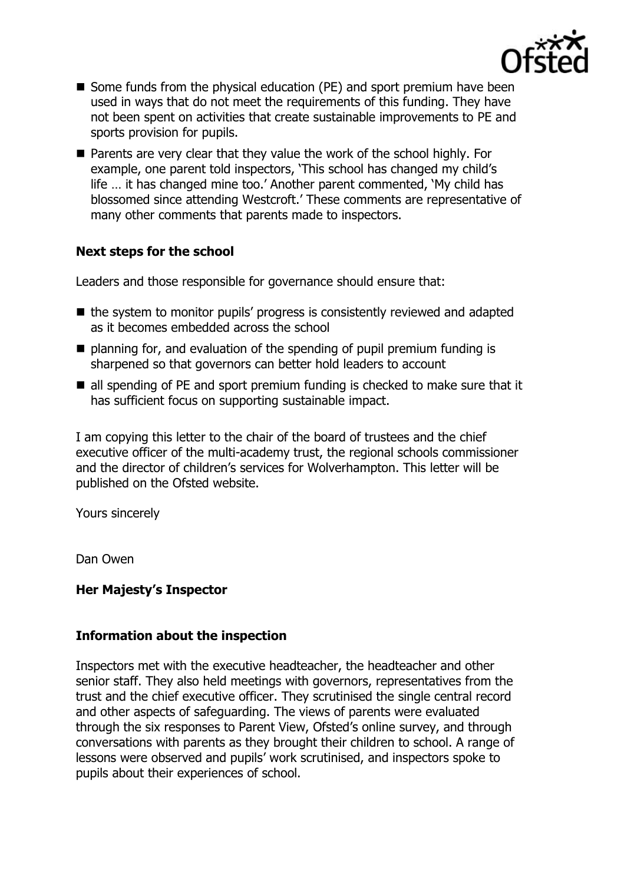- Some funds from the physical education (PE) and sport premium have been used in ways that do not meet the requirements of this funding. They have not been spent on activities that create sustainable improvements to PE and sports provision for pupils.
- Parents are very clear that they value the work of the school highly. For example, one parent told inspectors, 'This school has changed my child's life … it has changed mine too.' Another parent commented, 'My child has blossomed since attending Westcroft.' These comments are representative of many other comments that parents made to inspectors.

### Next steps for the school

Leaders and those responsible for governance should ensure that:

- the system to monitor pupils' progress is consistently reviewed and adapted as it becomes embedded across the school
- planning for, and evaluation of the spending of pupil premium funding is sharpened so that governors can better hold leaders to account
- all spending of PE and sport premium funding is checked to make sure that it has sufficient focus on supporting sustainable impact.

I am copying this letter to the chair of the board of trustees and the chief executive officer of the multi-academy trust, the regional schools commissioner and the director of children's services for Wolverhampton. This letter will be published on the Ofsted website.

Yours sincerely

Dan Owen

**Her Majesty's Inspector**

### Information about the inspection

Inspectors met with the executive headteacher, the headteacher and other senior staff. They also held meetings with governors, representatives from the trust and the chief executive officer. They scrutinised the single central record and other aspects of safeguarding. The views of parents were evaluated through the six responses to Parent View, Ofsted's online survey, and through conversations with parents as they brought their children to school. A range of lessons were observed and pupils' work scrutinised, and inspectors spoke to pupils about their experiences of school.